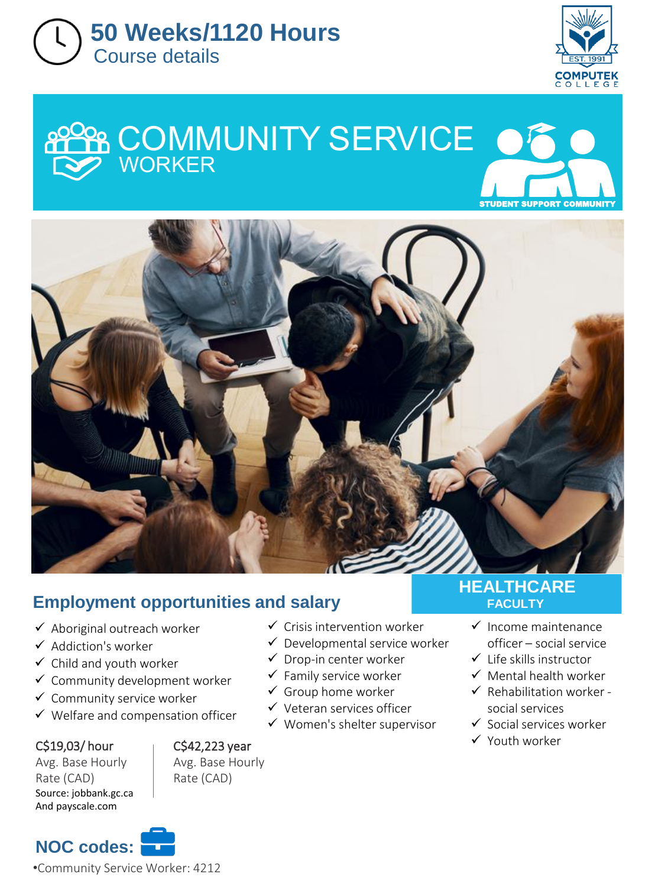# 50 Weeks/1120 Hours

Course details

COMPUTEK COLLEGE

EST. 1991

# COMMUNITY SERVICE WORKER

STUDENT SUPPORT COMMUNITY

HEALTHCARE FACULTY

## Employment opportunities and salary

- ✓ Aboriginal outreach worker
- ✓ Addiction's worker
- ✓ Child and youth worker
- ✓ Community development worker
- ✓ Community service worker
- ✓ Welfare and compensation officer
- ✓ Crisis intervention worker
- ✓ Developmental service worker
- ✓ Drop-in center worker
- ✓ Family service worker
- ✓ Group home worker
- ✓ Veteran services officer
- ✓ Women's shelter supervisor
- ✓ Income maintenance officer – social service
- ✓ Life skills instructor
- ✓ Mental health worker
- ✓ Rehabilitation worker - social services
- ✓ Social services worker
- ✓ Youth worker

C$19,03/ hour
Avg. Base Hourly Rate (CAD)
Source: jobbank.gc.ca
And payscale.com

C$42,223 year
Avg. Base Hourly Rate (CAD)

## NOC codes:

•Community Service Worker: 4212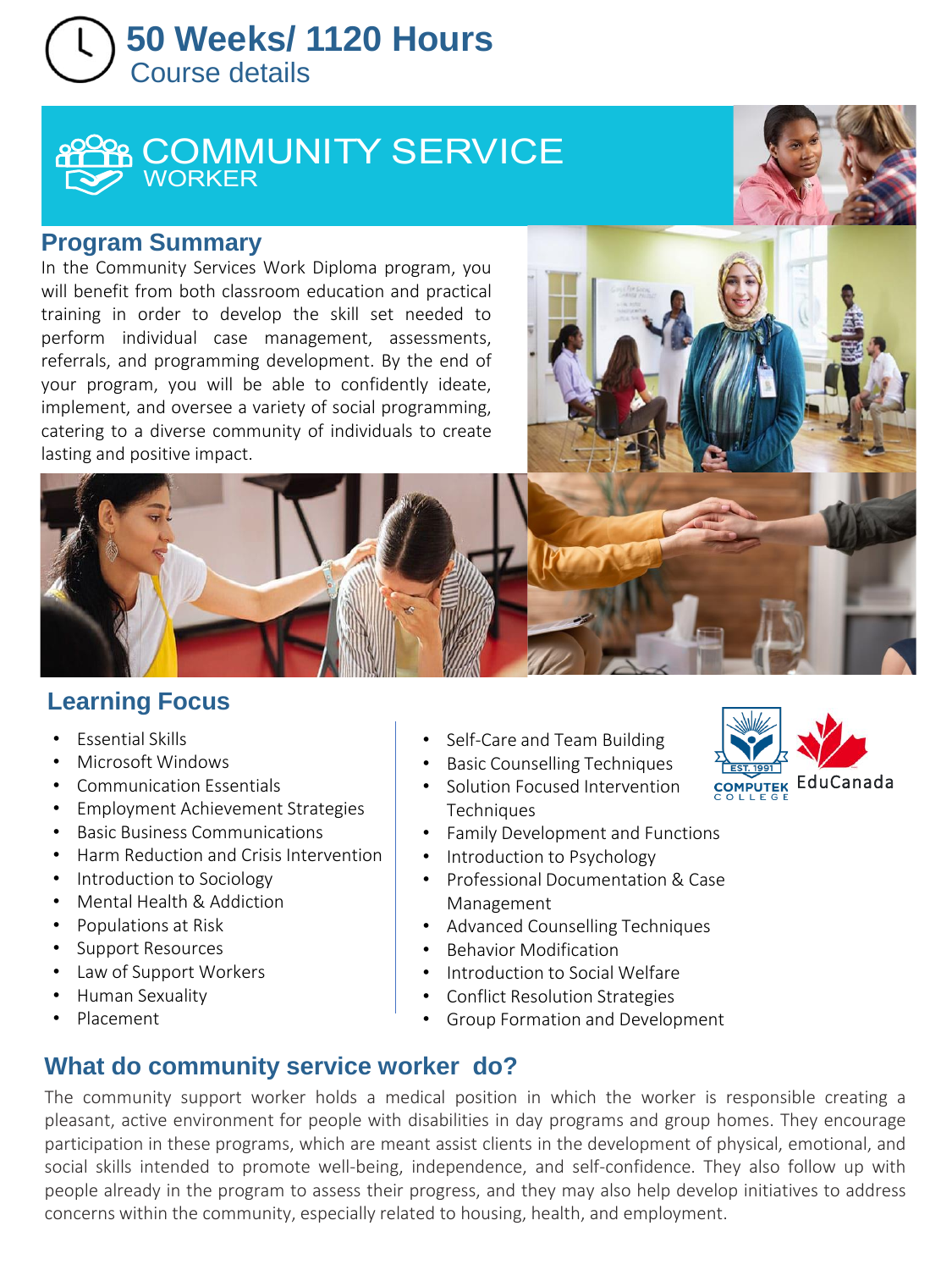# 50 Weeks/ 1120 Hours

Course details

# COMMUNITY SERVICE WORKER

## Program Summary

In the Community Services Work Diploma program, you will benefit from both classroom education and practical training in order to develop the skill set needed to perform individual case management, assessments, referrals, and programming development. By the end of your program, you will be able to confidently ideate, implement, and oversee a variety of social programming, catering to a diverse community of individuals to create lasting and positive impact.

## Learning Focus

- Essential Skills
- Microsoft Windows
- Communication Essentials
- Employment Achievement Strategies
- Basic Business Communications
- Harm Reduction and Crisis Intervention
- Introduction to Sociology
- Mental Health & Addiction
- Populations at Risk
- Support Resources
- Law of Support Workers
- Human Sexuality
- Placement
- Self-Care and Team Building
- Basic Counselling Techniques
- Solution Focused Intervention Techniques
- Family Development and Functions
- Introduction to Psychology
- Professional Documentation & Case Management
- Advanced Counselling Techniques
- Behavior Modification
- Introduction to Social Welfare
- Conflict Resolution Strategies
- Group Formation and Development

EST. 1991 COMPUTEK COLLEGE EduCanada

## What do community service worker do?

The community support worker holds a medical position in which the worker is responsible creating a pleasant, active environment for people with disabilities in day programs and group homes. They encourage participation in these programs, which are meant assist clients in the development of physical, emotional, and social skills intended to promote well-being, independence, and self-confidence. They also follow up with people already in the program to assess their progress, and they may also help develop initiatives to address concerns within the community, especially related to housing, health, and employment.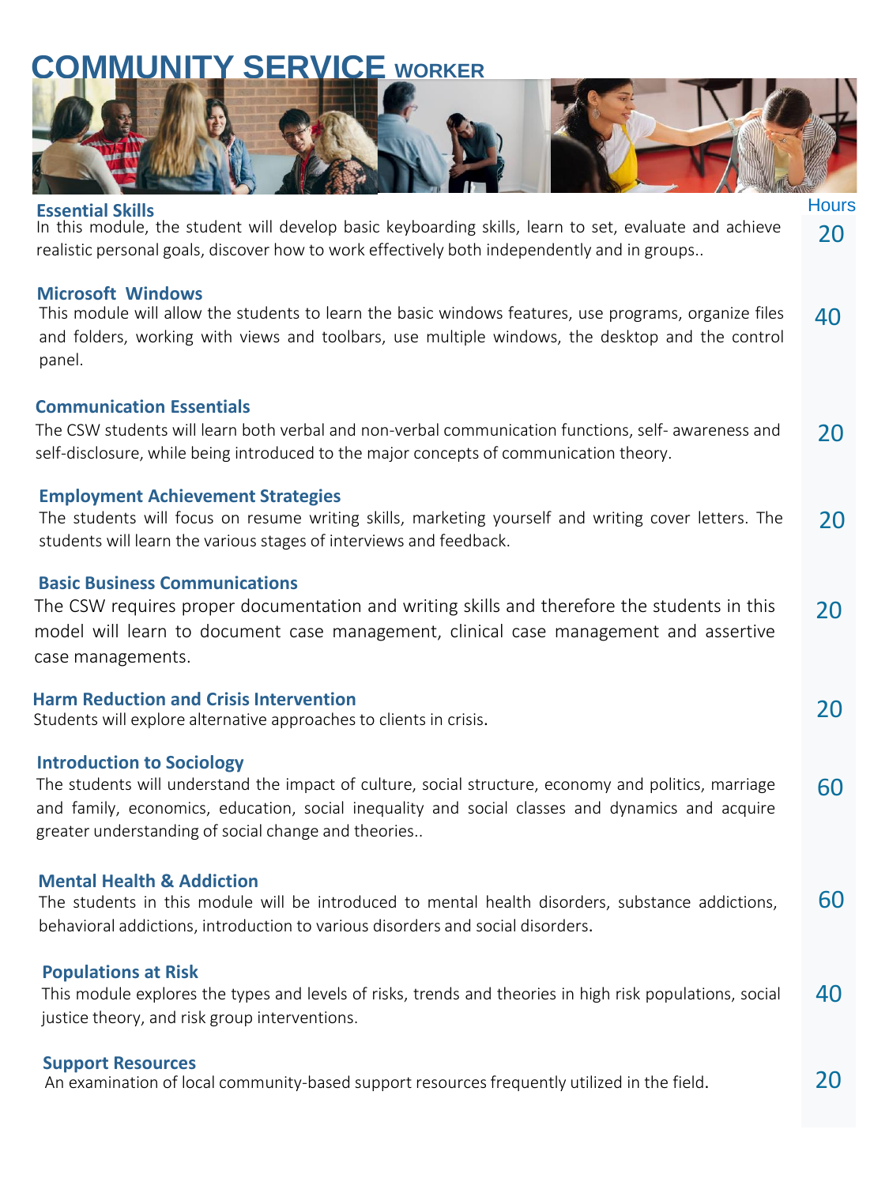# COMMUNITY SERVICE WORKER

| Module | Hours |
|---|---|
| **Essential Skills**<br>In this module, the student will develop basic keyboarding skills, learn to set, evaluate and achieve realistic personal goals, discover how to work effectively both independently and in groups.. | 20 |
| **Microsoft Windows**<br>This module will allow the students to learn the basic windows features, use programs, organize files and folders, working with views and toolbars, use multiple windows, the desktop and the control panel. | 40 |
| **Communication Essentials**<br>The CSW students will learn both verbal and non-verbal communication functions, self- awareness and self-disclosure, while being introduced to the major concepts of communication theory. | 20 |
| **Employment Achievement Strategies**<br>The students will focus on resume writing skills, marketing yourself and writing cover letters. The students will learn the various stages of interviews and feedback. | 20 |
| **Basic Business Communications**<br>The CSW requires proper documentation and writing skills and therefore the students in this model will learn to document case management, clinical case management and assertive case managements. | 20 |
| **Harm Reduction and Crisis Intervention**<br>Students will explore alternative approaches to clients in crisis. | 20 |
| **Introduction to Sociology**<br>The students will understand the impact of culture, social structure, economy and politics, marriage and family, economics, education, social inequality and social classes and dynamics and acquire greater understanding of social change and theories.. | 60 |
| **Mental Health & Addiction**<br>The students in this module will be introduced to mental health disorders, substance addictions, behavioral addictions, introduction to various disorders and social disorders. | 60 |
| **Populations at Risk**<br>This module explores the types and levels of risks, trends and theories in high risk populations, social justice theory, and risk group interventions. | 40 |
| **Support Resources**<br>An examination of local community-based support resources frequently utilized in the field. | 20 |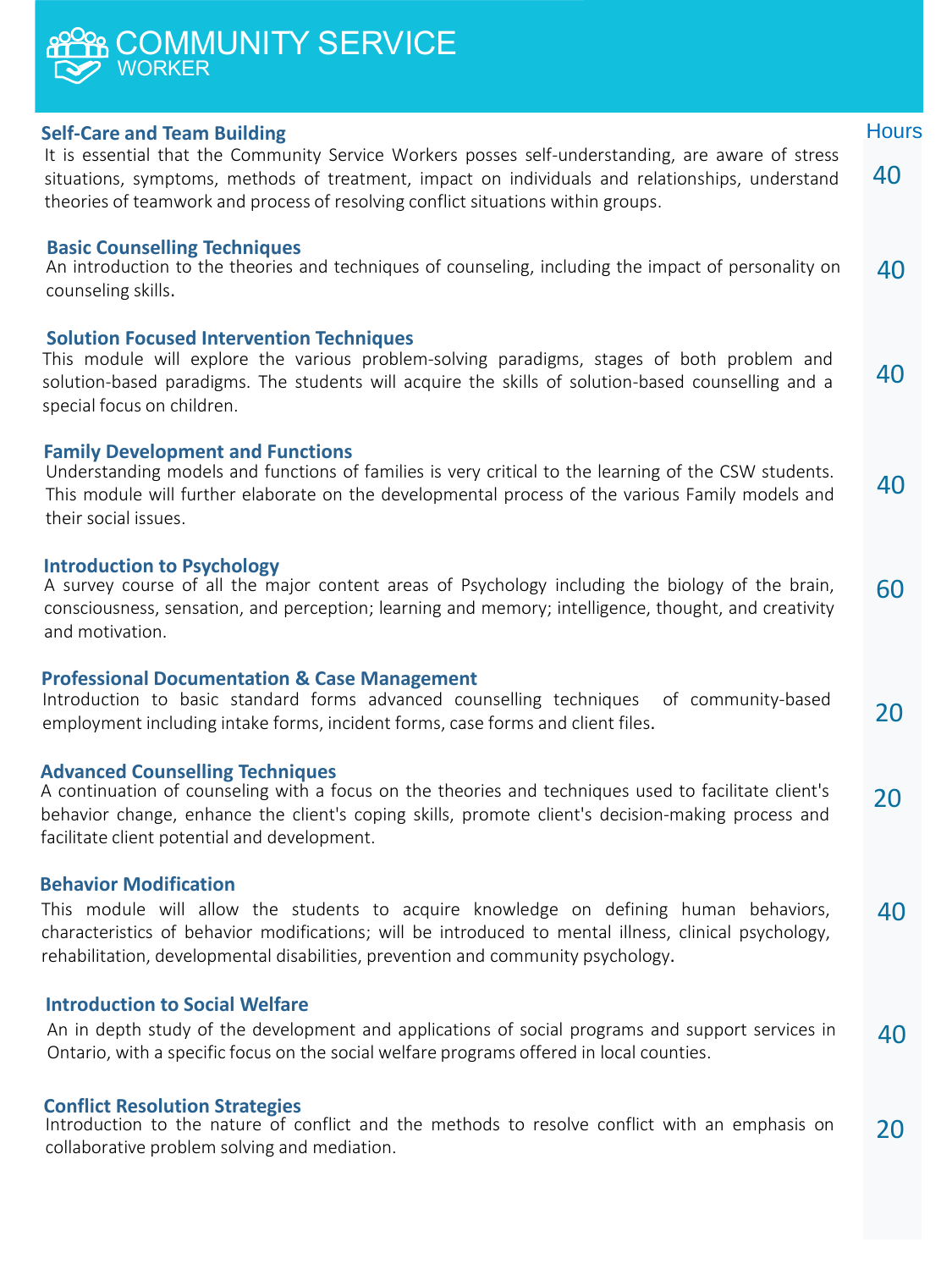# COMMUNITY SERVICE WORKER

| Module | Hours |
|---|---|
| **Self-Care and Team Building**<br>It is essential that the Community Service Workers posses self-understanding, are aware of stress situations, symptoms, methods of treatment, impact on individuals and relationships, understand theories of teamwork and process of resolving conflict situations within groups. | 40 |
| **Basic Counselling Techniques**<br>An introduction to the theories and techniques of counseling, including the impact of personality on counseling skills. | 40 |
| **Solution Focused Intervention Techniques**<br>This module will explore the various problem-solving paradigms, stages of both problem and solution-based paradigms. The students will acquire the skills of solution-based counselling and a special focus on children. | 40 |
| **Family Development and Functions**<br>Understanding models and functions of families is very critical to the learning of the CSW students. This module will further elaborate on the developmental process of the various Family models and their social issues. | 40 |
| **Introduction to Psychology**<br>A survey course of all the major content areas of Psychology including the biology of the brain, consciousness, sensation, and perception; learning and memory; intelligence, thought, and creativity and motivation. | 60 |
| **Professional Documentation & Case Management**<br>Introduction to basic standard forms advanced counselling techniques of community-based employment including intake forms, incident forms, case forms and client files. | 20 |
| **Advanced Counselling Techniques**<br>A continuation of counseling with a focus on the theories and techniques used to facilitate client's behavior change, enhance the client's coping skills, promote client's decision-making process and facilitate client potential and development. | 20 |
| **Behavior Modification**<br>This module will allow the students to acquire knowledge on defining human behaviors, characteristics of behavior modifications; will be introduced to mental illness, clinical psychology, rehabilitation, developmental disabilities, prevention and community psychology. | 40 |
| **Introduction to Social Welfare**<br>An in depth study of the development and applications of social programs and support services in Ontario, with a specific focus on the social welfare programs offered in local counties. | 40 |
| **Conflict Resolution Strategies**<br>Introduction to the nature of conflict and the methods to resolve conflict with an emphasis on collaborative problem solving and mediation. | 20 |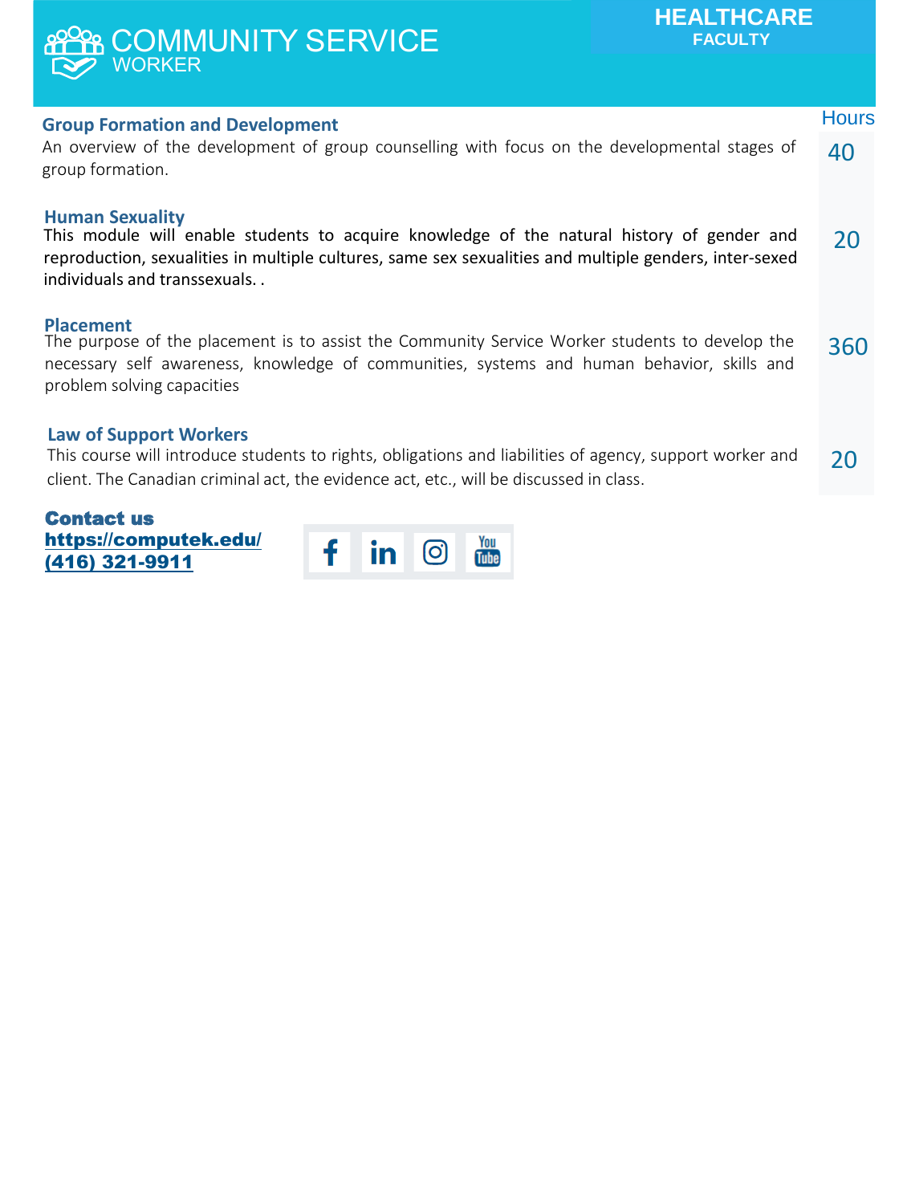# COMMUNITY SERVICE WORKER

**HEALTHCARE FACULTY**

| | Hours |
|---|---|
| **Group Formation and Development**<br>An overview of the development of group counselling with focus on the developmental stages of group formation. | 40 |
| **Human Sexuality**<br>This module will enable students to acquire knowledge of the natural history of gender and reproduction, sexualities in multiple cultures, same sex sexualities and multiple genders, inter-sexed individuals and transsexuals. . | 20 |
| **Placement**<br>The purpose of the placement is to assist the Community Service Worker students to develop the necessary self awareness, knowledge of communities, systems and human behavior, skills and problem solving capacities | 360 |
| **Law of Support Workers**<br>This course will introduce students to rights, obligations and liabilities of agency, support worker and client. The Canadian criminal act, the evidence act, etc., will be discussed in class. | 20 |

**Contact us**
**https://computek.edu/**
**(416) 321-9911**